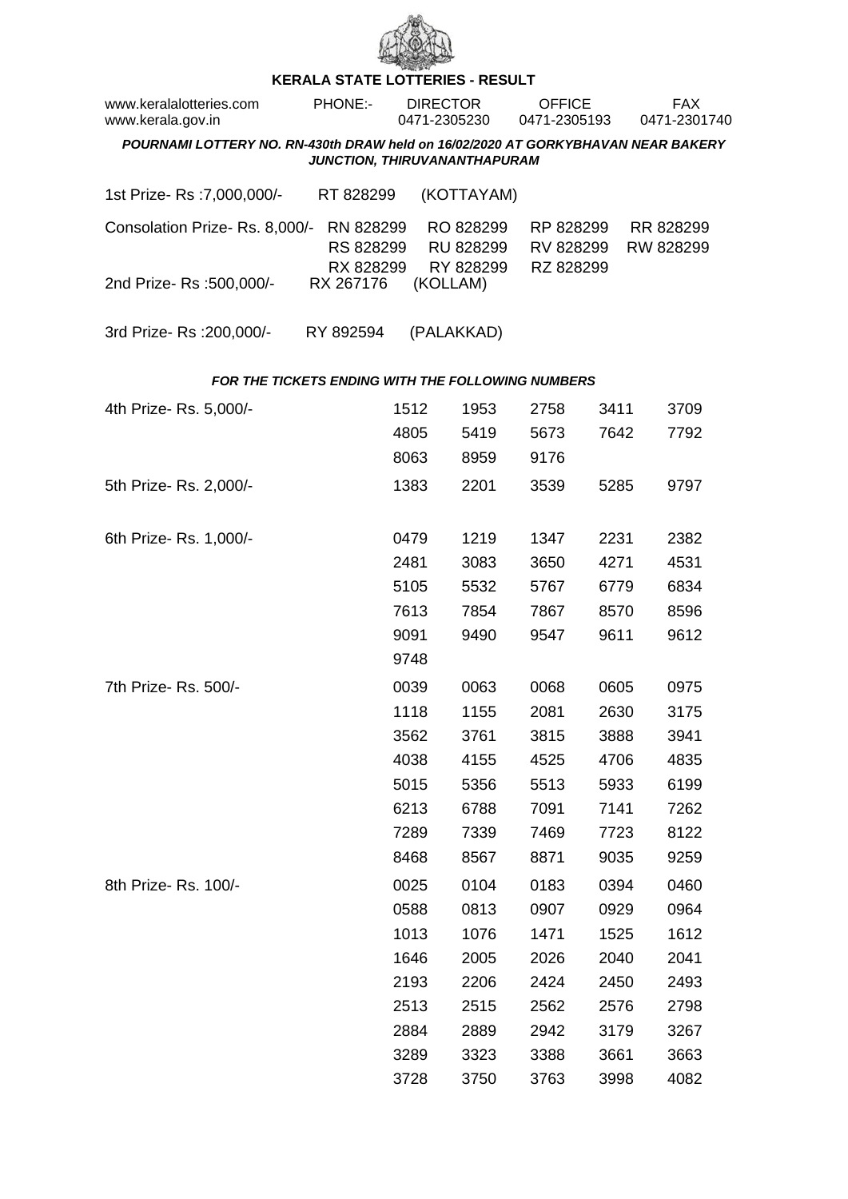# KERALA STATE LOTTERIES - RESULT

www.keralalotteries.com PHONE:- DIRECTOR 0471-2305230 OFFICE 0471-2305193 FAX 0471-2301740
www.kerala.gov.in

***POURNAMI LOTTERY NO. RN-430th DRAW held on 16/02/2020 AT GORKYBHAVAN NEAR BAKERY JUNCTION, THIRUVANANTHAPURAM***

1st Prize- Rs :7,000,000/- RT 828299 (KOTTAYAM)

Consolation Prize- Rs. 8,000/- RN 828299 RO 828299 RP 828299 RR 828299 RS 828299 RU 828299 RV 828299 RW 828299 RX 828299 RY 828299 RZ 828299

2nd Prize- Rs :500,000/- RX 267176 (KOLLAM)

3rd Prize- Rs :200,000/- RY 892594 (PALAKKAD)

***FOR THE TICKETS ENDING WITH THE FOLLOWING NUMBERS***

4th Prize- Rs. 5,000/-

| | | | | |
|---|---|---|---|---|
| 1512 | 1953 | 2758 | 3411 | 3709 |
| 4805 | 5419 | 5673 | 7642 | 7792 |
| 8063 | 8959 | 9176 | | |

5th Prize- Rs. 2,000/-

| | | | | |
|---|---|---|---|---|
| 1383 | 2201 | 3539 | 5285 | 9797 |

6th Prize- Rs. 1,000/-

| | | | | |
|---|---|---|---|---|
| 0479 | 1219 | 1347 | 2231 | 2382 |
| 2481 | 3083 | 3650 | 4271 | 4531 |
| 5105 | 5532 | 5767 | 6779 | 6834 |
| 7613 | 7854 | 7867 | 8570 | 8596 |
| 9091 | 9490 | 9547 | 9611 | 9612 |
| 9748 | | | | |

7th Prize- Rs. 500/-

| | | | | |
|---|---|---|---|---|
| 0039 | 0063 | 0068 | 0605 | 0975 |
| 1118 | 1155 | 2081 | 2630 | 3175 |
| 3562 | 3761 | 3815 | 3888 | 3941 |
| 4038 | 4155 | 4525 | 4706 | 4835 |
| 5015 | 5356 | 5513 | 5933 | 6199 |
| 6213 | 6788 | 7091 | 7141 | 7262 |
| 7289 | 7339 | 7469 | 7723 | 8122 |
| 8468 | 8567 | 8871 | 9035 | 9259 |

8th Prize- Rs. 100/-

| | | | | |
|---|---|---|---|---|
| 0025 | 0104 | 0183 | 0394 | 0460 |
| 0588 | 0813 | 0907 | 0929 | 0964 |
| 1013 | 1076 | 1471 | 1525 | 1612 |
| 1646 | 2005 | 2026 | 2040 | 2041 |
| 2193 | 2206 | 2424 | 2450 | 2493 |
| 2513 | 2515 | 2562 | 2576 | 2798 |
| 2884 | 2889 | 2942 | 3179 | 3267 |
| 3289 | 3323 | 3388 | 3661 | 3663 |
| 3728 | 3750 | 3763 | 3998 | 4082 |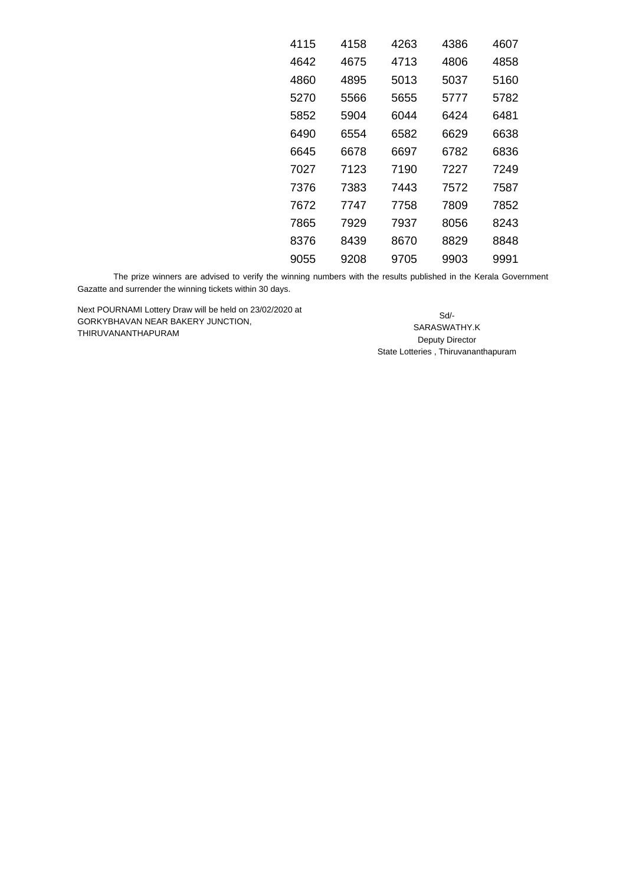| | | | | |
|---|---|---|---|---|
| 4115 | 4158 | 4263 | 4386 | 4607 |
| 4642 | 4675 | 4713 | 4806 | 4858 |
| 4860 | 4895 | 5013 | 5037 | 5160 |
| 5270 | 5566 | 5655 | 5777 | 5782 |
| 5852 | 5904 | 6044 | 6424 | 6481 |
| 6490 | 6554 | 6582 | 6629 | 6638 |
| 6645 | 6678 | 6697 | 6782 | 6836 |
| 7027 | 7123 | 7190 | 7227 | 7249 |
| 7376 | 7383 | 7443 | 7572 | 7587 |
| 7672 | 7747 | 7758 | 7809 | 7852 |
| 7865 | 7929 | 7937 | 8056 | 8243 |
| 8376 | 8439 | 8670 | 8829 | 8848 |
| 9055 | 9208 | 9705 | 9903 | 9991 |

The prize winners are advised to verify the winning numbers with the results published in the Kerala Government Gazette and surrender the winning tickets within 30 days.

Next POURNAMI Lottery Draw will be held on 23/02/2020 at GORKYBHAVAN NEAR BAKERY JUNCTION, THIRUVANANTHAPURAM

Sd/-
SARASWATHY.K
Deputy Director
State Lotteries , Thiruvananthapuram